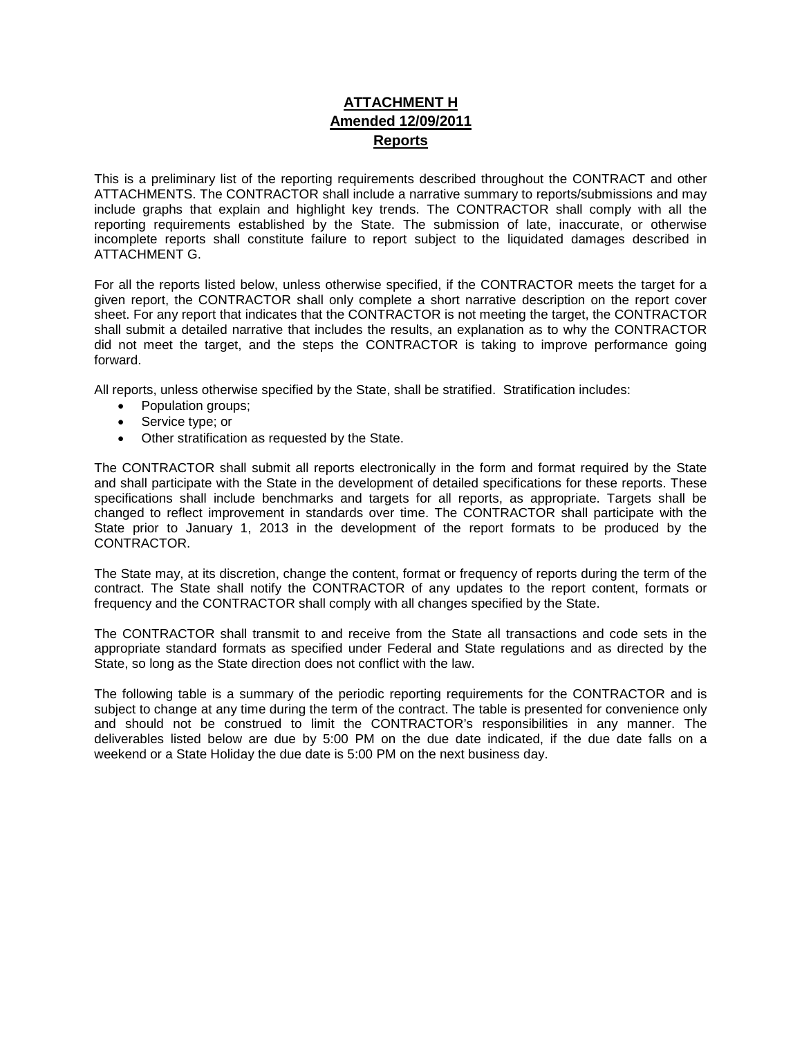# ATTACHMENT H
## Amended 12/09/2011
## Reports

This is a preliminary list of the reporting requirements described throughout the CONTRACT and other ATTACHMENTS. The CONTRACTOR shall include a narrative summary to reports/submissions and may include graphs that explain and highlight key trends. The CONTRACTOR shall comply with all the reporting requirements established by the State. The submission of late, inaccurate, or otherwise incomplete reports shall constitute failure to report subject to the liquidated damages described in ATTACHMENT G.

For all the reports listed below, unless otherwise specified, if the CONTRACTOR meets the target for a given report, the CONTRACTOR shall only complete a short narrative description on the report cover sheet. For any report that indicates that the CONTRACTOR is not meeting the target, the CONTRACTOR shall submit a detailed narrative that includes the results, an explanation as to why the CONTRACTOR did not meet the target, and the steps the CONTRACTOR is taking to improve performance going forward.

All reports, unless otherwise specified by the State, shall be stratified. Stratification includes:

- Population groups;
- Service type; or
- Other stratification as requested by the State.

The CONTRACTOR shall submit all reports electronically in the form and format required by the State and shall participate with the State in the development of detailed specifications for these reports. These specifications shall include benchmarks and targets for all reports, as appropriate. Targets shall be changed to reflect improvement in standards over time. The CONTRACTOR shall participate with the State prior to January 1, 2013 in the development of the report formats to be produced by the CONTRACTOR.

The State may, at its discretion, change the content, format or frequency of reports during the term of the contract. The State shall notify the CONTRACTOR of any updates to the report content, formats or frequency and the CONTRACTOR shall comply with all changes specified by the State.

The CONTRACTOR shall transmit to and receive from the State all transactions and code sets in the appropriate standard formats as specified under Federal and State regulations and as directed by the State, so long as the State direction does not conflict with the law.

The following table is a summary of the periodic reporting requirements for the CONTRACTOR and is subject to change at any time during the term of the contract. The table is presented for convenience only and should not be construed to limit the CONTRACTOR's responsibilities in any manner. The deliverables listed below are due by 5:00 PM on the due date indicated, if the due date falls on a weekend or a State Holiday the due date is 5:00 PM on the next business day.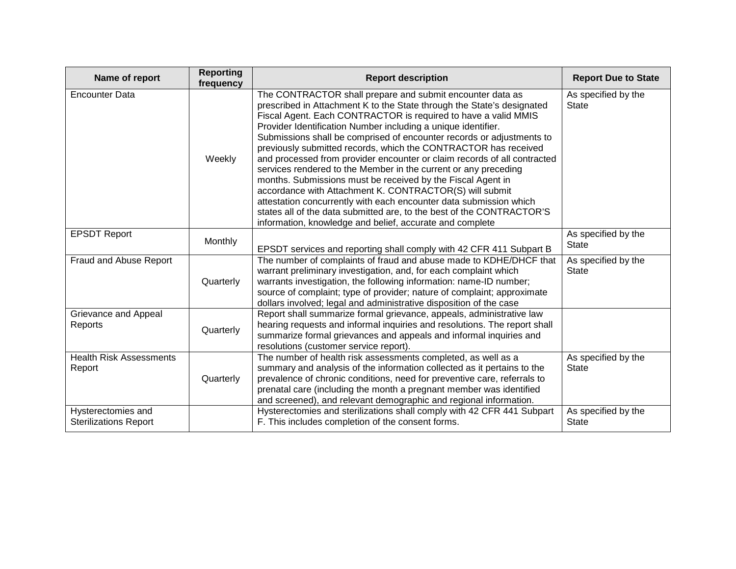| Name of report | Reporting frequency | Report description | Report Due to State |
| --- | --- | --- | --- |
| Encounter Data | Weekly | The CONTRACTOR shall prepare and submit encounter data as prescribed in Attachment K to the State through the State's designated Fiscal Agent. Each CONTRACTOR is required to have a valid MMIS Provider Identification Number including a unique identifier. Submissions shall be comprised of encounter records or adjustments to previously submitted records, which the CONTRACTOR has received and processed from provider encounter or claim records of all contracted services rendered to the Member in the current or any preceding months. Submissions must be received by the Fiscal Agent in accordance with Attachment K. CONTRACTOR(S) will submit attestation concurrently with each encounter data submission which states all of the data submitted are, to the best of the CONTRACTOR'S information, knowledge and belief, accurate and complete | As specified by the State |
| EPSDT Report | Monthly | EPSDT services and reporting shall comply with 42 CFR 411 Subpart B | As specified by the State |
| Fraud and Abuse Report | Quarterly | The number of complaints of fraud and abuse made to KDHE/DHCF that warrant preliminary investigation, and, for each complaint which warrants investigation, the following information: name-ID number; source of complaint; type of provider; nature of complaint; approximate dollars involved; legal and administrative disposition of the case | As specified by the State |
| Grievance and Appeal Reports | Quarterly | Report shall summarize formal grievance, appeals, administrative law hearing requests and informal inquiries and resolutions. The report shall summarize formal grievances and appeals and informal inquiries and resolutions (customer service report). | |
| Health Risk Assessments Report | Quarterly | The number of health risk assessments completed, as well as a summary and analysis of the information collected as it pertains to the prevalence of chronic conditions, need for preventive care, referrals to prenatal care (including the month a pregnant member was identified and screened), and relevant demographic and regional information. | As specified by the State |
| Hysterectomies and Sterilizations Report | | Hysterectomies and sterilizations shall comply with 42 CFR 441 Subpart F. This includes completion of the consent forms. | As specified by the State |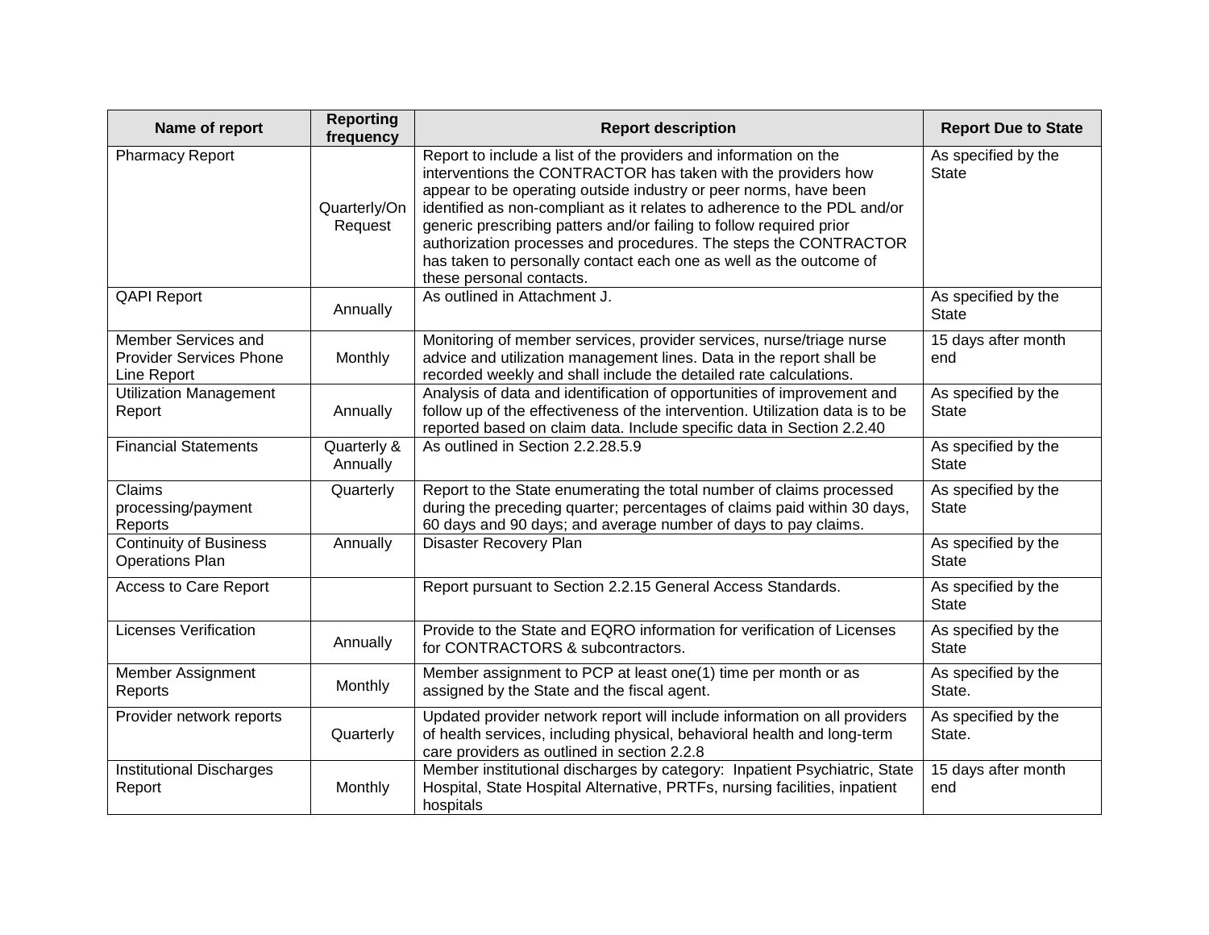| Name of report | Reporting frequency | Report description | Report Due to State |
|---|---|---|---|
| Pharmacy Report | Quarterly/On Request | Report to include a list of the providers and information on the interventions the CONTRACTOR has taken with the providers how appear to be operating outside industry or peer norms, have been identified as non-compliant as it relates to adherence to the PDL and/or generic prescribing patters and/or failing to follow required prior authorization processes and procedures. The steps the CONTRACTOR has taken to personally contact each one as well as the outcome of these personal contacts. | As specified by the State |
| QAPI Report | Annually | As outlined in Attachment J. | As specified by the State |
| Member Services and Provider Services Phone Line Report | Monthly | Monitoring of member services, provider services, nurse/triage nurse advice and utilization management lines. Data in the report shall be recorded weekly and shall include the detailed rate calculations. | 15 days after month end |
| Utilization Management Report | Annually | Analysis of data and identification of opportunities of improvement and follow up of the effectiveness of the intervention. Utilization data is to be reported based on claim data. Include specific data in Section 2.2.40 | As specified by the State |
| Financial Statements | Quarterly & Annually | As outlined in Section 2.2.28.5.9 | As specified by the State |
| Claims processing/payment Reports | Quarterly | Report to the State enumerating the total number of claims processed during the preceding quarter; percentages of claims paid within 30 days, 60 days and 90 days; and average number of days to pay claims. | As specified by the State |
| Continuity of Business Operations Plan | Annually | Disaster Recovery Plan | As specified by the State |
| Access to Care Report | | Report pursuant to Section 2.2.15 General Access Standards. | As specified by the State |
| Licenses Verification | Annually | Provide to the State and EQRO information for verification of Licenses for CONTRACTORS & subcontractors. | As specified by the State |
| Member Assignment Reports | Monthly | Member assignment to PCP at least one(1) time per month or as assigned by the State and the fiscal agent. | As specified by the State. |
| Provider network reports | Quarterly | Updated provider network report will include information on all providers of health services, including physical, behavioral health and long-term care providers as outlined in section 2.2.8 | As specified by the State. |
| Institutional Discharges Report | Monthly | Member institutional discharges by category: Inpatient Psychiatric, State Hospital, State Hospital Alternative, PRTFs, nursing facilities, inpatient hospitals | 15 days after month end |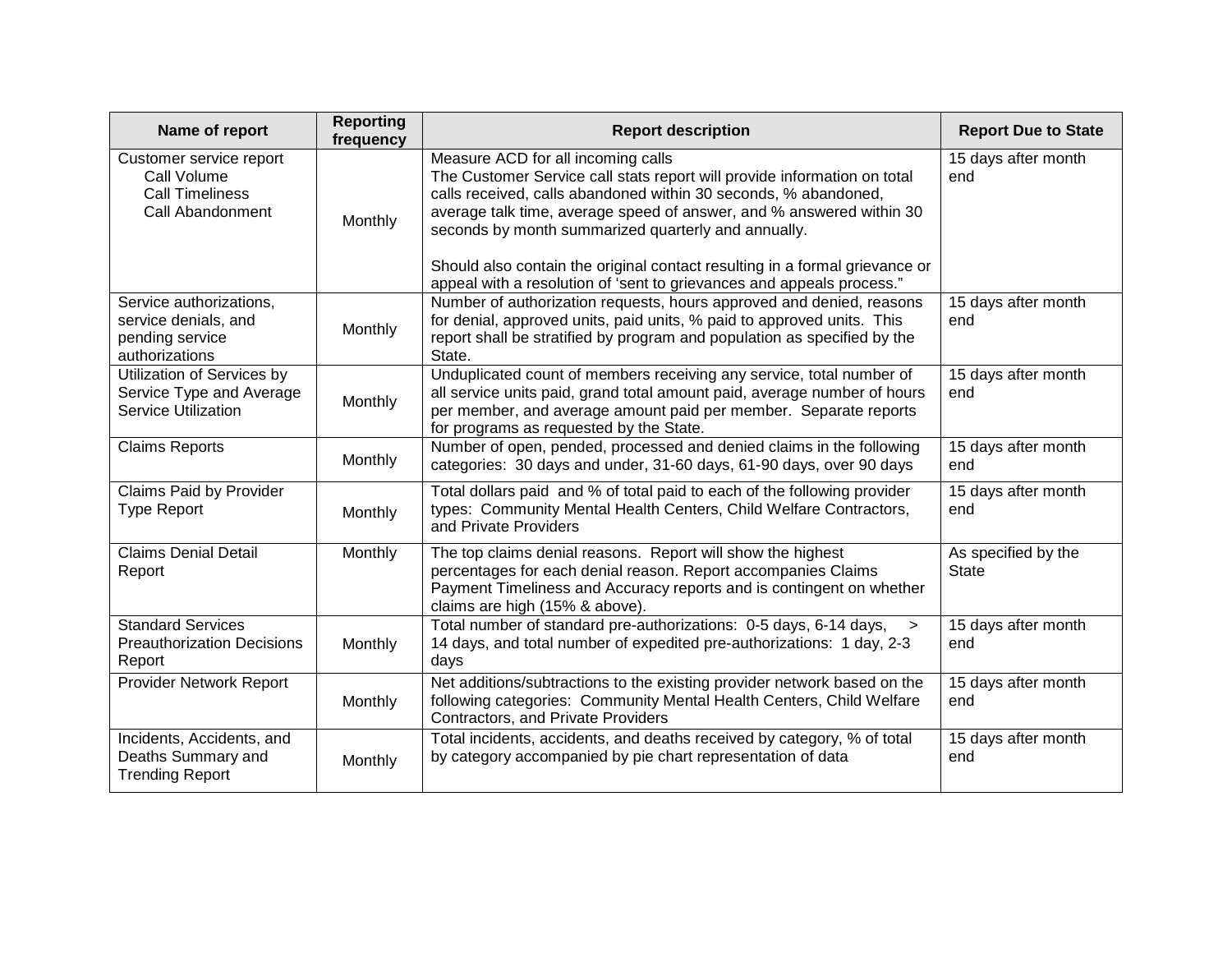| Name of report | Reporting frequency | Report description | Report Due to State |
| --- | --- | --- | --- |
| Customer service report<br>Call Volume<br>Call Timeliness<br>Call Abandonment | Monthly | Measure ACD for all incoming calls<br>The Customer Service call stats report will provide information on total calls received, calls abandoned within 30 seconds, % abandoned, average talk time, average speed of answer, and % answered within 30 seconds by month summarized quarterly and annually.<br><br>Should also contain the original contact resulting in a formal grievance or appeal with a resolution of 'sent to grievances and appeals process." | 15 days after month end |
| Service authorizations, service denials, and pending service authorizations | Monthly | Number of authorization requests, hours approved and denied, reasons for denial, approved units, paid units, % paid to approved units. This report shall be stratified by program and population as specified by the State. | 15 days after month end |
| Utilization of Services by Service Type and Average Service Utilization | Monthly | Unduplicated count of members receiving any service, total number of all service units paid, grand total amount paid, average number of hours per member, and average amount paid per member. Separate reports for programs as requested by the State. | 15 days after month end |
| Claims Reports | Monthly | Number of open, pended, processed and denied claims in the following categories: 30 days and under, 31-60 days, 61-90 days, over 90 days | 15 days after month end |
| Claims Paid by Provider Type Report | Monthly | Total dollars paid and % of total paid to each of the following provider types: Community Mental Health Centers, Child Welfare Contractors, and Private Providers | 15 days after month end |
| Claims Denial Detail Report | Monthly | The top claims denial reasons. Report will show the highest percentages for each denial reason. Report accompanies Claims Payment Timeliness and Accuracy reports and is contingent on whether claims are high (15% & above). | As specified by the State |
| Standard Services Preauthorization Decisions Report | Monthly | Total number of standard pre-authorizations: 0-5 days, 6-14 days, > 14 days, and total number of expedited pre-authorizations: 1 day, 2-3 days | 15 days after month end |
| Provider Network Report | Monthly | Net additions/subtractions to the existing provider network based on the following categories: Community Mental Health Centers, Child Welfare Contractors, and Private Providers | 15 days after month end |
| Incidents, Accidents, and Deaths Summary and Trending Report | Monthly | Total incidents, accidents, and deaths received by category, % of total by category accompanied by pie chart representation of data | 15 days after month end |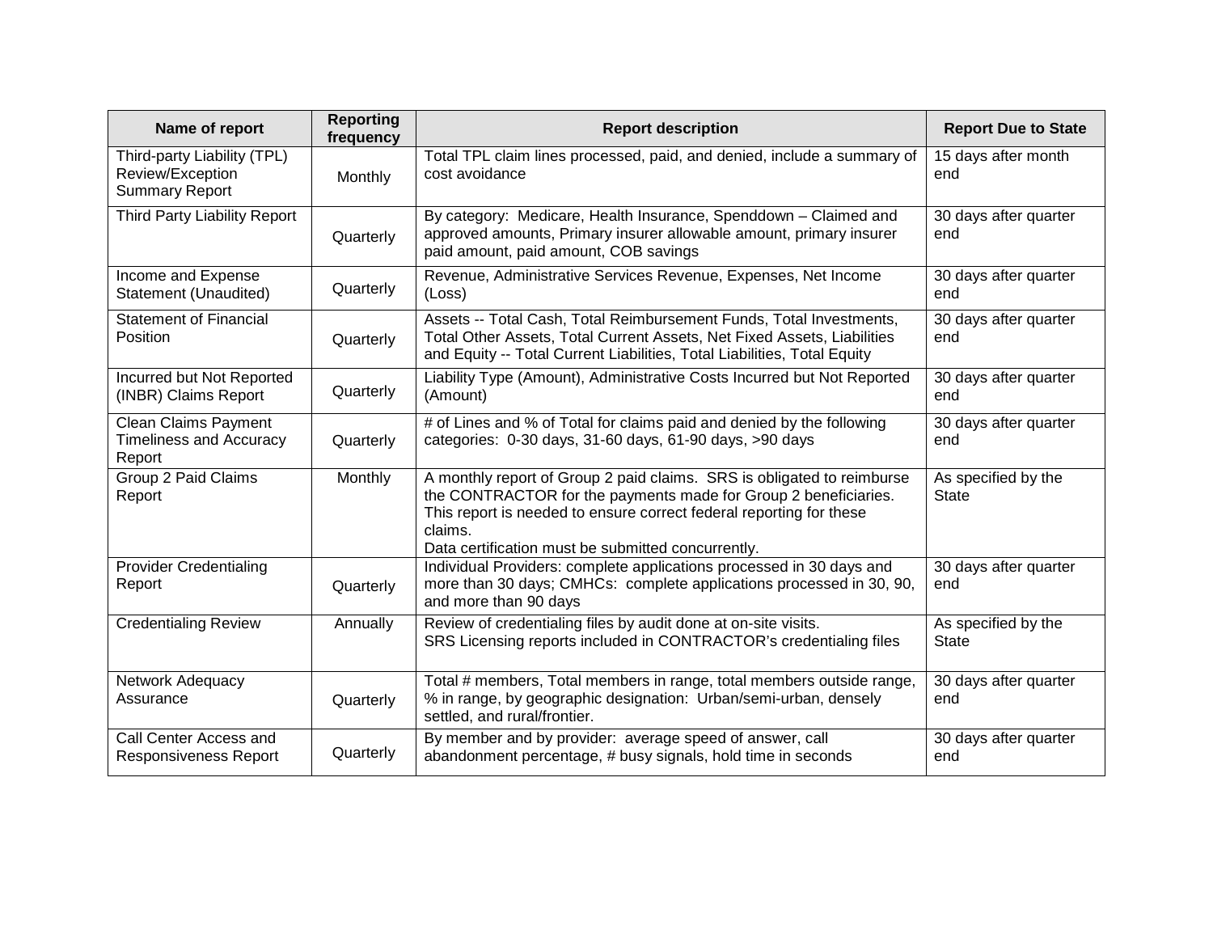| Name of report | Reporting frequency | Report description | Report Due to State |
|---|---|---|---|
| Third-party Liability (TPL) Review/Exception Summary Report | Monthly | Total TPL claim lines processed, paid, and denied, include a summary of cost avoidance | 15 days after month end |
| Third Party Liability Report | Quarterly | By category: Medicare, Health Insurance, Spenddown – Claimed and approved amounts, Primary insurer allowable amount, primary insurer paid amount, paid amount, COB savings | 30 days after quarter end |
| Income and Expense Statement (Unaudited) | Quarterly | Revenue, Administrative Services Revenue, Expenses, Net Income (Loss) | 30 days after quarter end |
| Statement of Financial Position | Quarterly | Assets -- Total Cash, Total Reimbursement Funds, Total Investments, Total Other Assets, Total Current Assets, Net Fixed Assets, Liabilities and Equity -- Total Current Liabilities, Total Liabilities, Total Equity | 30 days after quarter end |
| Incurred but Not Reported (INBR) Claims Report | Quarterly | Liability Type (Amount), Administrative Costs Incurred but Not Reported (Amount) | 30 days after quarter end |
| Clean Claims Payment Timeliness and Accuracy Report | Quarterly | # of Lines and % of Total for claims paid and denied by the following categories: 0-30 days, 31-60 days, 61-90 days, >90 days | 30 days after quarter end |
| Group 2 Paid Claims Report | Monthly | A monthly report of Group 2 paid claims. SRS is obligated to reimburse the CONTRACTOR for the payments made for Group 2 beneficiaries. This report is needed to ensure correct federal reporting for these claims.<br>Data certification must be submitted concurrently. | As specified by the State |
| Provider Credentialing Report | Quarterly | Individual Providers: complete applications processed in 30 days and more than 30 days; CMHCs: complete applications processed in 30, 90, and more than 90 days | 30 days after quarter end |
| Credentialing Review | Annually | Review of credentialing files by audit done at on-site visits.<br>SRS Licensing reports included in CONTRACTOR's credentialing files | As specified by the State |
| Network Adequacy Assurance | Quarterly | Total # members, Total members in range, total members outside range, % in range, by geographic designation: Urban/semi-urban, densely settled, and rural/frontier. | 30 days after quarter end |
| Call Center Access and Responsiveness Report | Quarterly | By member and by provider: average speed of answer, call abandonment percentage, # busy signals, hold time in seconds | 30 days after quarter end |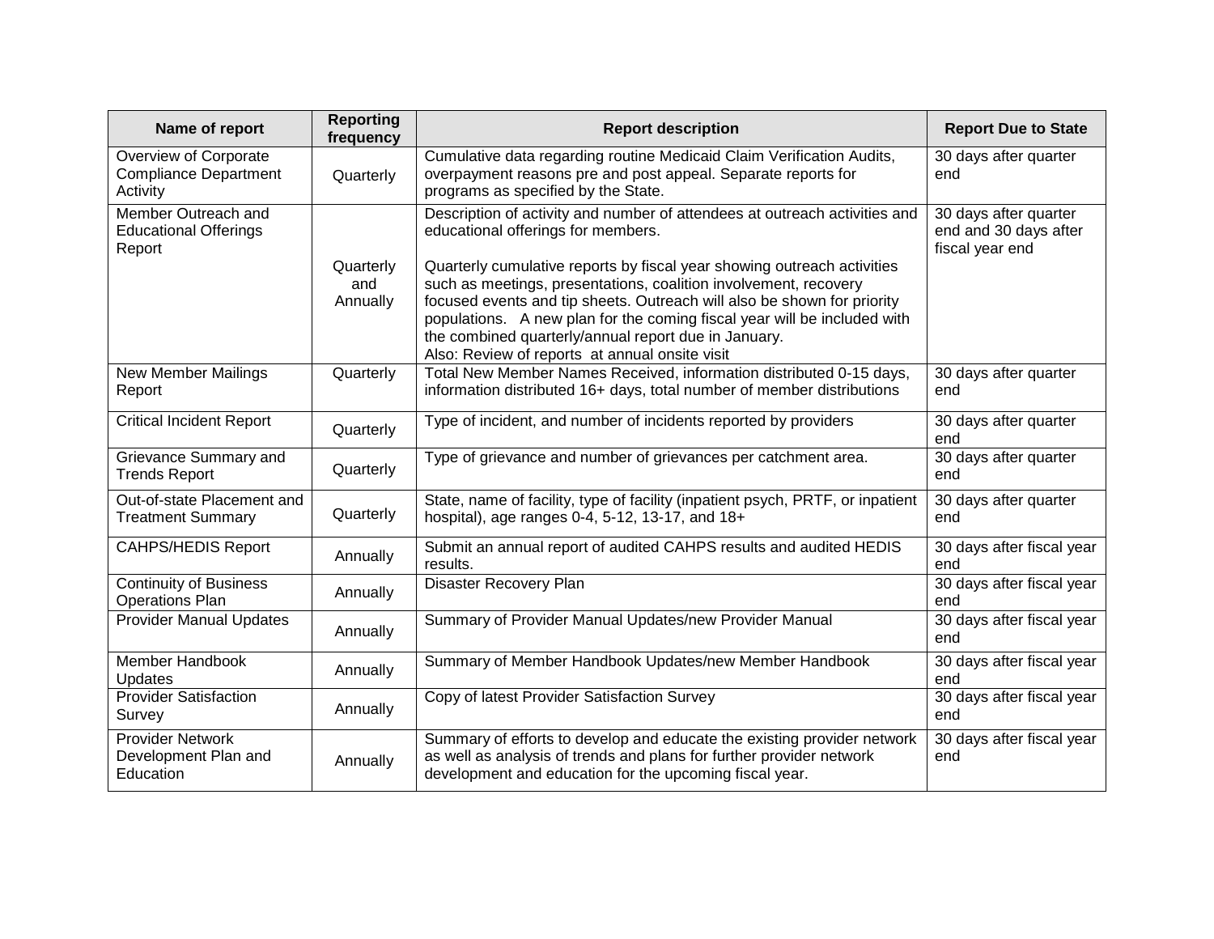| Name of report | Reporting frequency | Report description | Report Due to State |
|---|---|---|---|
| Overview of Corporate Compliance Department Activity | Quarterly | Cumulative data regarding routine Medicaid Claim Verification Audits, overpayment reasons pre and post appeal. Separate reports for programs as specified by the State. | 30 days after quarter end |
| Member Outreach and Educational Offerings Report | Quarterly and Annually | Description of activity and number of attendees at outreach activities and educational offerings for members.<br><br>Quarterly cumulative reports by fiscal year showing outreach activities such as meetings, presentations, coalition involvement, recovery focused events and tip sheets. Outreach will also be shown for priority populations. A new plan for the coming fiscal year will be included with the combined quarterly/annual report due in January.<br>Also: Review of reports at annual onsite visit | 30 days after quarter end and 30 days after fiscal year end |
| New Member Mailings Report | Quarterly | Total New Member Names Received, information distributed 0-15 days, information distributed 16+ days, total number of member distributions | 30 days after quarter end |
| Critical Incident Report | Quarterly | Type of incident, and number of incidents reported by providers | 30 days after quarter end |
| Grievance Summary and Trends Report | Quarterly | Type of grievance and number of grievances per catchment area. | 30 days after quarter end |
| Out-of-state Placement and Treatment Summary | Quarterly | State, name of facility, type of facility (inpatient psych, PRTF, or inpatient hospital), age ranges 0-4, 5-12, 13-17, and 18+ | 30 days after quarter end |
| CAHPS/HEDIS Report | Annually | Submit an annual report of audited CAHPS results and audited HEDIS results. | 30 days after fiscal year end |
| Continuity of Business Operations Plan | Annually | Disaster Recovery Plan | 30 days after fiscal year end |
| Provider Manual Updates | Annually | Summary of Provider Manual Updates/new Provider Manual | 30 days after fiscal year end |
| Member Handbook Updates | Annually | Summary of Member Handbook Updates/new Member Handbook | 30 days after fiscal year end |
| Provider Satisfaction Survey | Annually | Copy of latest Provider Satisfaction Survey | 30 days after fiscal year end |
| Provider Network Development Plan and Education | Annually | Summary of efforts to develop and educate the existing provider network as well as analysis of trends and plans for further provider network development and education for the upcoming fiscal year. | 30 days after fiscal year end |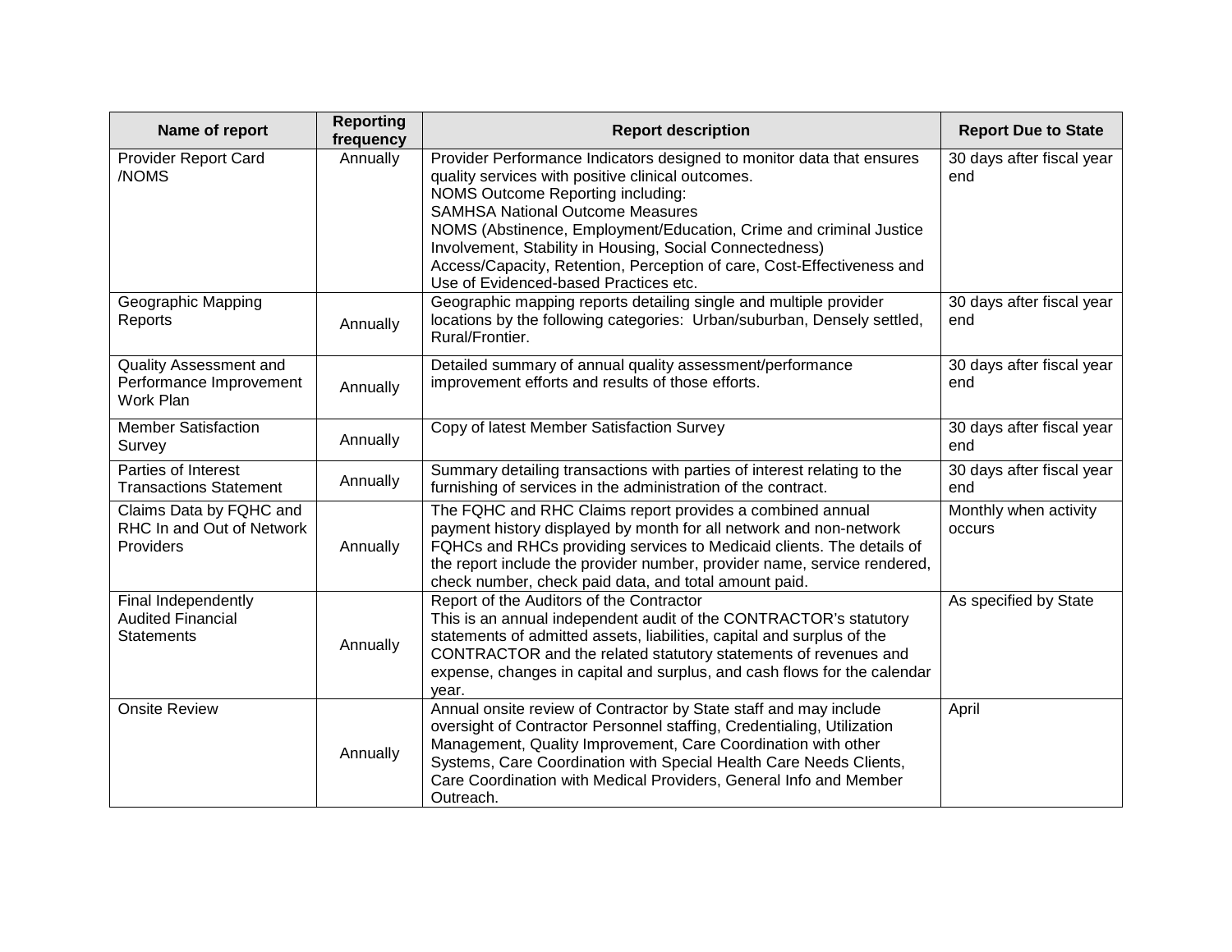| Name of report | Reporting frequency | Report description | Report Due to State |
| --- | --- | --- | --- |
| Provider Report Card /NOMS | Annually | Provider Performance Indicators designed to monitor data that ensures quality services with positive clinical outcomes.<br>NOMS Outcome Reporting including:<br>SAMHSA National Outcome Measures<br>NOMS (Abstinence, Employment/Education, Crime and criminal Justice Involvement, Stability in Housing, Social Connectedness)<br>Access/Capacity, Retention, Perception of care, Cost-Effectiveness and Use of Evidenced-based Practices etc. | 30 days after fiscal year end |
| Geographic Mapping Reports | Annually | Geographic mapping reports detailing single and multiple provider locations by the following categories: Urban/suburban, Densely settled, Rural/Frontier. | 30 days after fiscal year end |
| Quality Assessment and Performance Improvement Work Plan | Annually | Detailed summary of annual quality assessment/performance improvement efforts and results of those efforts. | 30 days after fiscal year end |
| Member Satisfaction Survey | Annually | Copy of latest Member Satisfaction Survey | 30 days after fiscal year end |
| Parties of Interest Transactions Statement | Annually | Summary detailing transactions with parties of interest relating to the furnishing of services in the administration of the contract. | 30 days after fiscal year end |
| Claims Data by FQHC and RHC In and Out of Network Providers | Annually | The FQHC and RHC Claims report provides a combined annual payment history displayed by month for all network and non-network FQHCs and RHCs providing services to Medicaid clients. The details of the report include the provider number, provider name, service rendered, check number, check paid data, and total amount paid. | Monthly when activity occurs |
| Final Independently Audited Financial Statements | Annually | Report of the Auditors of the Contractor<br>This is an annual independent audit of the CONTRACTOR's statutory statements of admitted assets, liabilities, capital and surplus of the CONTRACTOR and the related statutory statements of revenues and expense, changes in capital and surplus, and cash flows for the calendar year. | As specified by State |
| Onsite Review | Annually | Annual onsite review of Contractor by State staff and may include oversight of Contractor Personnel staffing, Credentialing, Utilization Management, Quality Improvement, Care Coordination with other Systems, Care Coordination with Special Health Care Needs Clients, Care Coordination with Medical Providers, General Info and Member Outreach. | April |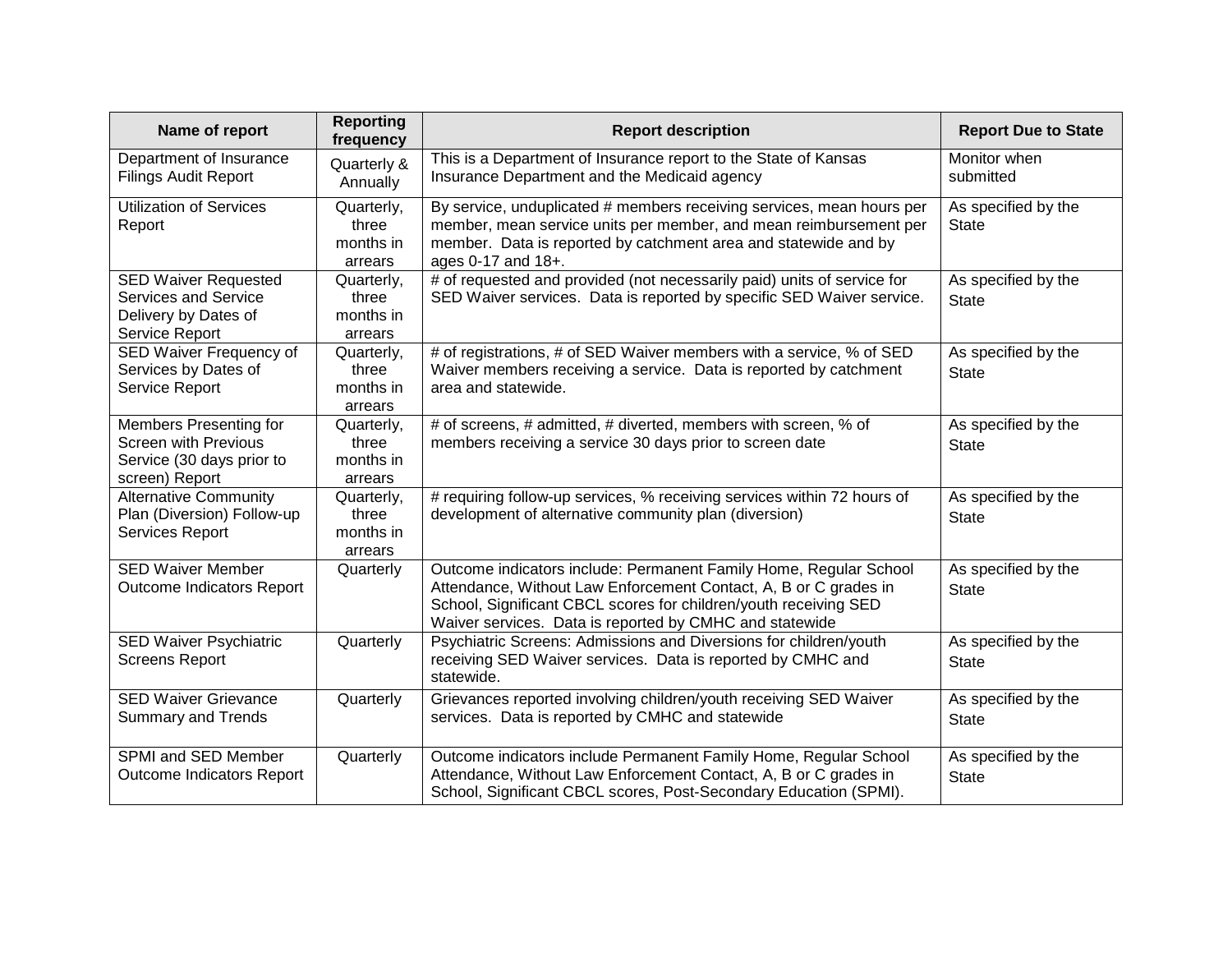| Name of report | Reporting frequency | Report description | Report Due to State |
|---|---|---|---|
| Department of Insurance Filings Audit Report | Quarterly & Annually | This is a Department of Insurance report to the State of Kansas Insurance Department and the Medicaid agency | Monitor when submitted |
| Utilization of Services Report | Quarterly, three months in arrears | By service, unduplicated # members receiving services, mean hours per member, mean service units per member, and mean reimbursement per member. Data is reported by catchment area and statewide and by ages 0-17 and 18+. | As specified by the State |
| SED Waiver Requested Services and Service Delivery by Dates of Service Report | Quarterly, three months in arrears | # of requested and provided (not necessarily paid) units of service for SED Waiver services. Data is reported by specific SED Waiver service. | As specified by the State |
| SED Waiver Frequency of Services by Dates of Service Report | Quarterly, three months in arrears | # of registrations, # of SED Waiver members with a service, % of SED Waiver members receiving a service. Data is reported by catchment area and statewide. | As specified by the State |
| Members Presenting for Screen with Previous Service (30 days prior to screen) Report | Quarterly, three months in arrears | # of screens, # admitted, # diverted, members with screen, % of members receiving a service 30 days prior to screen date | As specified by the State |
| Alternative Community Plan (Diversion) Follow-up Services Report | Quarterly, three months in arrears | # requiring follow-up services, % receiving services within 72 hours of development of alternative community plan (diversion) | As specified by the State |
| SED Waiver Member Outcome Indicators Report | Quarterly | Outcome indicators include: Permanent Family Home, Regular School Attendance, Without Law Enforcement Contact, A, B or C grades in School, Significant CBCL scores for children/youth receiving SED Waiver services. Data is reported by CMHC and statewide | As specified by the State |
| SED Waiver Psychiatric Screens Report | Quarterly | Psychiatric Screens: Admissions and Diversions for children/youth receiving SED Waiver services. Data is reported by CMHC and statewide. | As specified by the State |
| SED Waiver Grievance Summary and Trends | Quarterly | Grievances reported involving children/youth receiving SED Waiver services. Data is reported by CMHC and statewide | As specified by the State |
| SPMI and SED Member Outcome Indicators Report | Quarterly | Outcome indicators include Permanent Family Home, Regular School Attendance, Without Law Enforcement Contact, A, B or C grades in School, Significant CBCL scores, Post-Secondary Education (SPMI). | As specified by the State |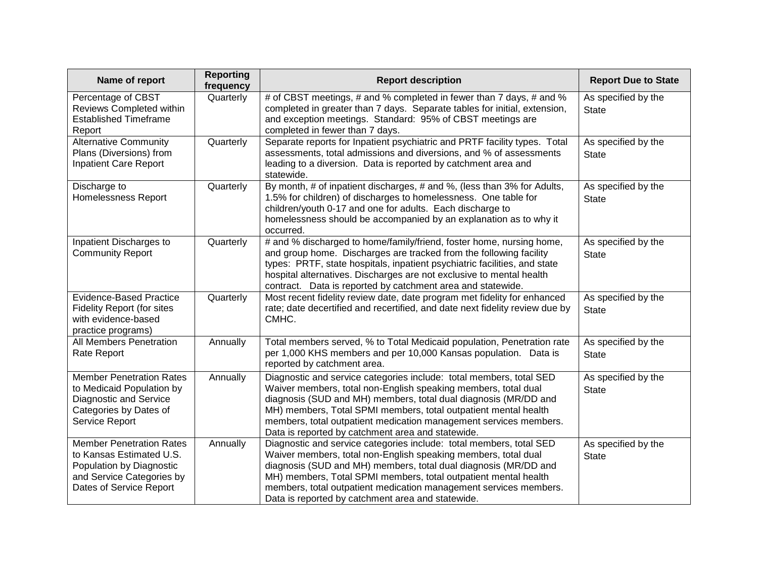| Name of report | Reporting frequency | Report description | Report Due to State |
|---|---|---|---|
| Percentage of CBST Reviews Completed within Established Timeframe Report | Quarterly | # of CBST meetings, # and % completed in fewer than 7 days, # and % completed in greater than 7 days. Separate tables for initial, extension, and exception meetings. Standard: 95% of CBST meetings are completed in fewer than 7 days. | As specified by the State |
| Alternative Community Plans (Diversions) from Inpatient Care Report | Quarterly | Separate reports for Inpatient psychiatric and PRTF facility types. Total assessments, total admissions and diversions, and % of assessments leading to a diversion. Data is reported by catchment area and statewide. | As specified by the State |
| Discharge to Homelessness Report | Quarterly | By month, # of inpatient discharges, # and %, (less than 3% for Adults, 1.5% for children) of discharges to homelessness. One table for children/youth 0-17 and one for adults. Each discharge to homelessness should be accompanied by an explanation as to why it occurred. | As specified by the State |
| Inpatient Discharges to Community Report | Quarterly | # and % discharged to home/family/friend, foster home, nursing home, and group home. Discharges are tracked from the following facility types: PRTF, state hospitals, inpatient psychiatric facilities, and state hospital alternatives. Discharges are not exclusive to mental health contract. Data is reported by catchment area and statewide. | As specified by the State |
| Evidence-Based Practice Fidelity Report (for sites with evidence-based practice programs) | Quarterly | Most recent fidelity review date, date program met fidelity for enhanced rate; date decertified and recertified, and date next fidelity review due by CMHC. | As specified by the State |
| All Members Penetration Rate Report | Annually | Total members served, % to Total Medicaid population, Penetration rate per 1,000 KHS members and per 10,000 Kansas population. Data is reported by catchment area. | As specified by the State |
| Member Penetration Rates to Medicaid Population by Diagnostic and Service Categories by Dates of Service Report | Annually | Diagnostic and service categories include: total members, total SED Waiver members, total non-English speaking members, total dual diagnosis (SUD and MH) members, total dual diagnosis (MR/DD and MH) members, Total SPMI members, total outpatient mental health members, total outpatient medication management services members. Data is reported by catchment area and statewide. | As specified by the State |
| Member Penetration Rates to Kansas Estimated U.S. Population by Diagnostic and Service Categories by Dates of Service Report | Annually | Diagnostic and service categories include: total members, total SED Waiver members, total non-English speaking members, total dual diagnosis (SUD and MH) members, total dual diagnosis (MR/DD and MH) members, Total SPMI members, total outpatient mental health members, total outpatient medication management services members. Data is reported by catchment area and statewide. | As specified by the State |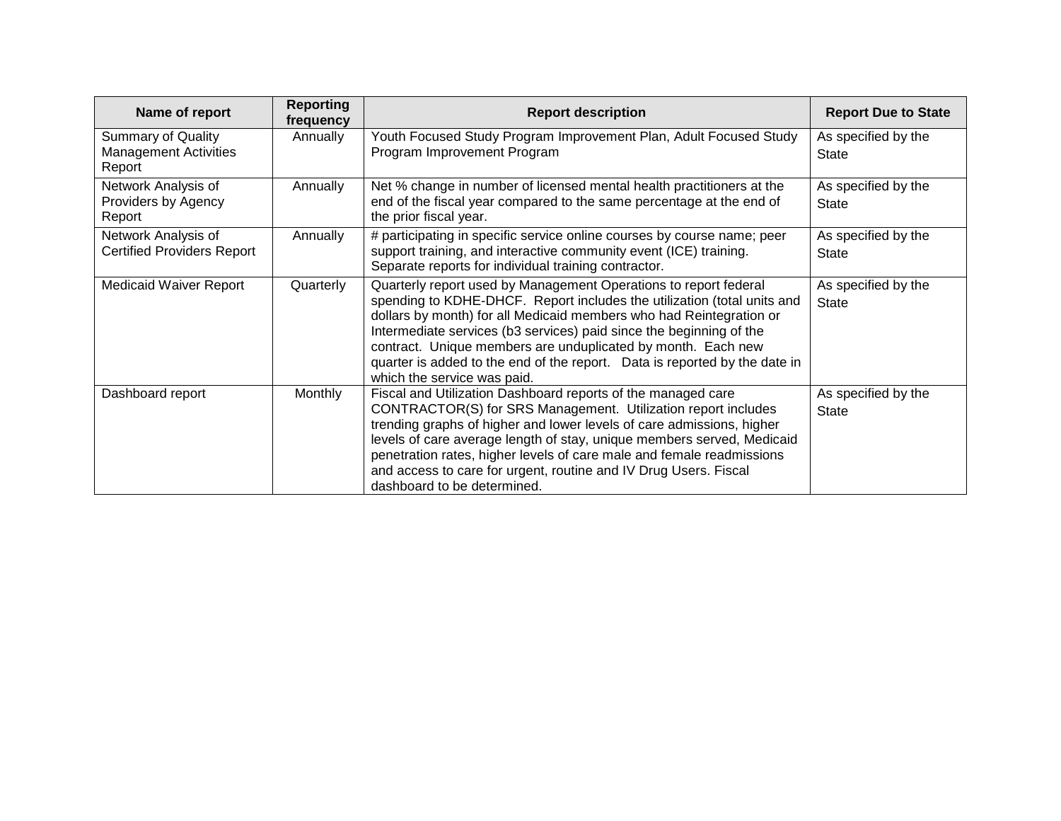| Name of report | Reporting frequency | Report description | Report Due to State |
|---|---|---|---|
| Summary of Quality Management Activities Report | Annually | Youth Focused Study Program Improvement Plan, Adult Focused Study Program Improvement Program | As specified by the State |
| Network Analysis of Providers by Agency Report | Annually | Net % change in number of licensed mental health practitioners at the end of the fiscal year compared to the same percentage at the end of the prior fiscal year. | As specified by the State |
| Network Analysis of Certified Providers Report | Annually | # participating in specific service online courses by course name; peer support training, and interactive community event (ICE) training. Separate reports for individual training contractor. | As specified by the State |
| Medicaid Waiver Report | Quarterly | Quarterly report used by Management Operations to report federal spending to KDHE-DHCF. Report includes the utilization (total units and dollars by month) for all Medicaid members who had Reintegration or Intermediate services (b3 services) paid since the beginning of the contract. Unique members are unduplicated by month. Each new quarter is added to the end of the report. Data is reported by the date in which the service was paid. | As specified by the State |
| Dashboard report | Monthly | Fiscal and Utilization Dashboard reports of the managed care CONTRACTOR(S) for SRS Management. Utilization report includes trending graphs of higher and lower levels of care admissions, higher levels of care average length of stay, unique members served, Medicaid penetration rates, higher levels of care male and female readmissions and access to care for urgent, routine and IV Drug Users. Fiscal dashboard to be determined. | As specified by the State |